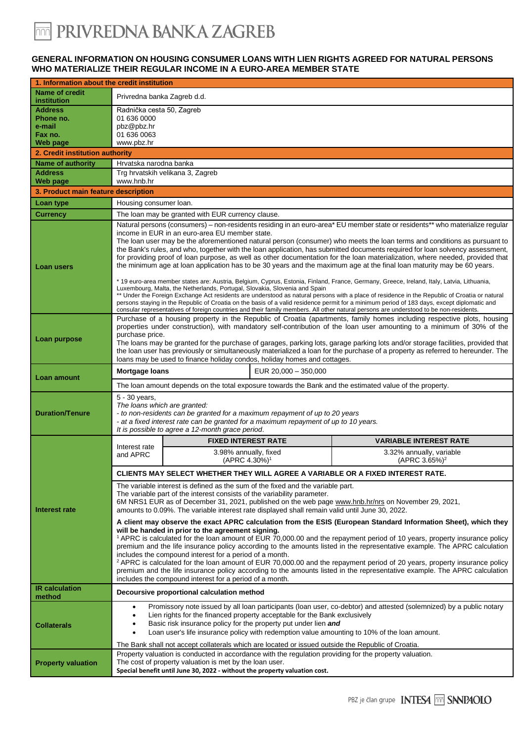# PRIVREDNA BANKA ZAGREB

## GENERAL INFORMATION ON HOUSING CONSUMER LOANS WITH LIEN RIGHTS AGREED FOR NATURAL PERSONS WHO MATERIALIZE THEIR REGULAR INCOME IN A EURO-AREA MEMBER STATE

| **1. Information about the credit institution** | | |
|---|---|---|
| **Name of credit institution** | Privredna banka Zagreb d.d. | |
| **Address**<br>**Phone no.**<br>**e-mail**<br>**Fax no.**<br>**Web page** | Radnička cesta 50, Zagreb<br>01 636 0000<br>pbz@pbz.hr<br>01 636 0063<br>www.pbz.hr | |
| **2. Credit institution authority** | | |
| **Name of authority** | Hrvatska narodna banka | |
| **Address**<br>**Web page** | Trg hrvatskih velikana 3, Zagreb<br>www.hnb.hr | |
| **3. Product main feature description** | | |
| **Loan type** | Housing consumer loan. | |
| **Currency** | The loan may be granted with EUR currency clause. | |
| **Loan users** | Natural persons (consumers) – non-residents residing in an euro-area* EU member state or residents** who materialize regular income in EUR in an euro-area EU member state.<br>The loan user may be the aforementioned natural person (consumer) who meets the loan terms and conditions as pursuant to the Bank's rules, and who, together with the loan application, has submitted documents required for loan solvency assessment, for providing proof of loan purpose, as well as other documentation for the loan materialization, where needed, provided that the minimum age at loan application has to be 30 years and the maximum age at the final loan maturity may be 60 years.<br><br>* 19 euro-area member states are: Austria, Belgium, Cyprus, Estonia, Finland, France, Germany, Greece, Ireland, Italy, Latvia, Lithuania, Luxembourg, Malta, the Netherlands, Portugal, Slovakia, Slovenia and Spain<br>** Under the Foreign Exchange Act residents are understood as natural persons with a place of residence in the Republic of Croatia or natural persons staying in the Republic of Croatia on the basis of a valid residence permit for a minimum period of 183 days, except diplomatic and consular representatives of foreign countries and their family members. All other natural persons are understood to be non-residents. | |
| **Loan purpose** | Purchase of a housing property in the Republic of Croatia (apartments, family homes including respective plots, housing properties under construction), with mandatory self-contribution of the loan user amounting to a minimum of 30% of the purchase price.<br>The loans may be granted for the purchase of garages, parking lots, garage parking lots and/or storage facilities, provided that the loan user has previously or simultaneously materialized a loan for the purchase of a property as referred to hereunder. The loans may be used to finance holiday condos, holiday homes and cottages. | |
| **Loan amount** | **Mortgage loans** | EUR 20,000 – 350,000 |
| | The loan amount depends on the total exposure towards the Bank and the estimated value of the property. | |
| **Duration/Tenure** | 5 - 30 years,<br>*The loans which are granted:*<br>*- to non-residents can be granted for a maximum repayment of up to 20 years*<br>*- at a fixed interest rate can be granted for a maximum repayment of up to 10 years.*<br>*It is possible to agree a 12-month grace period.* | |

| **Interest rate** | | **FIXED INTEREST RATE** | **VARIABLE INTEREST RATE** |
|---|---|---|---|
| | Interest rate and APRC | 3.98% annually, fixed<br>(APRC 4.30%)[1] | 3.32% annually, variable<br>(APRC 3.65%)[2] |
| | **CLIENTS MAY SELECT WHETHER THEY WILL AGREE A VARIABLE OR A FIXED INTEREST RATE.** | | |
| | The variable interest is defined as the sum of the fixed and the variable part.<br>The variable part of the interest consists of the variability parameter.<br>6M NRS1 EUR as of December 31, 2021, published on the web page www.hnb.hr/nrs on November 29, 2021, amounts to 0.09%. The variable interest rate displayed shall remain valid until June 30, 2022.<br><br>**A client may observe the exact APRC calculation from the ESIS (European Standard Information Sheet), which they will be handed in prior to the agreement signing.**<br>[1] APRC is calculated for the loan amount of EUR 70,000.00 and the repayment period of 10 years, property insurance policy premium and the life insurance policy according to the amounts listed in the representative example. The APRC calculation includes the compound interest for a period of a month.<br>[2] APRC is calculated for the loan amount of EUR 70,000.00 and the repayment period of 20 years, property insurance policy premium and the life insurance policy according to the amounts listed in the representative example. The APRC calculation includes the compound interest for a period of a month. | | |
| **IR calculation method** | **Decoursive proportional calculation method** | | |
| **Collaterals** | • Promissory note issued by all loan participants (loan user, co-debtor) and attested (solemnized) by a public notary<br>• Lien rights for the financed property acceptable for the Bank exclusively<br>• Basic risk insurance policy for the property put under lien ***and***<br>• Loan user's life insurance policy with redemption value amounting to 10% of the loan amount.<br><br>The Bank shall not accept collaterals which are located or issued outside the Republic of Croatia. | | |
| **Property valuation** | Property valuation is conducted in accordance with the regulation providing for the property valuation.<br>The cost of property valuation is met by the loan user.<br>**Special benefit until June 30, 2022 - without the property valuation cost.** | | |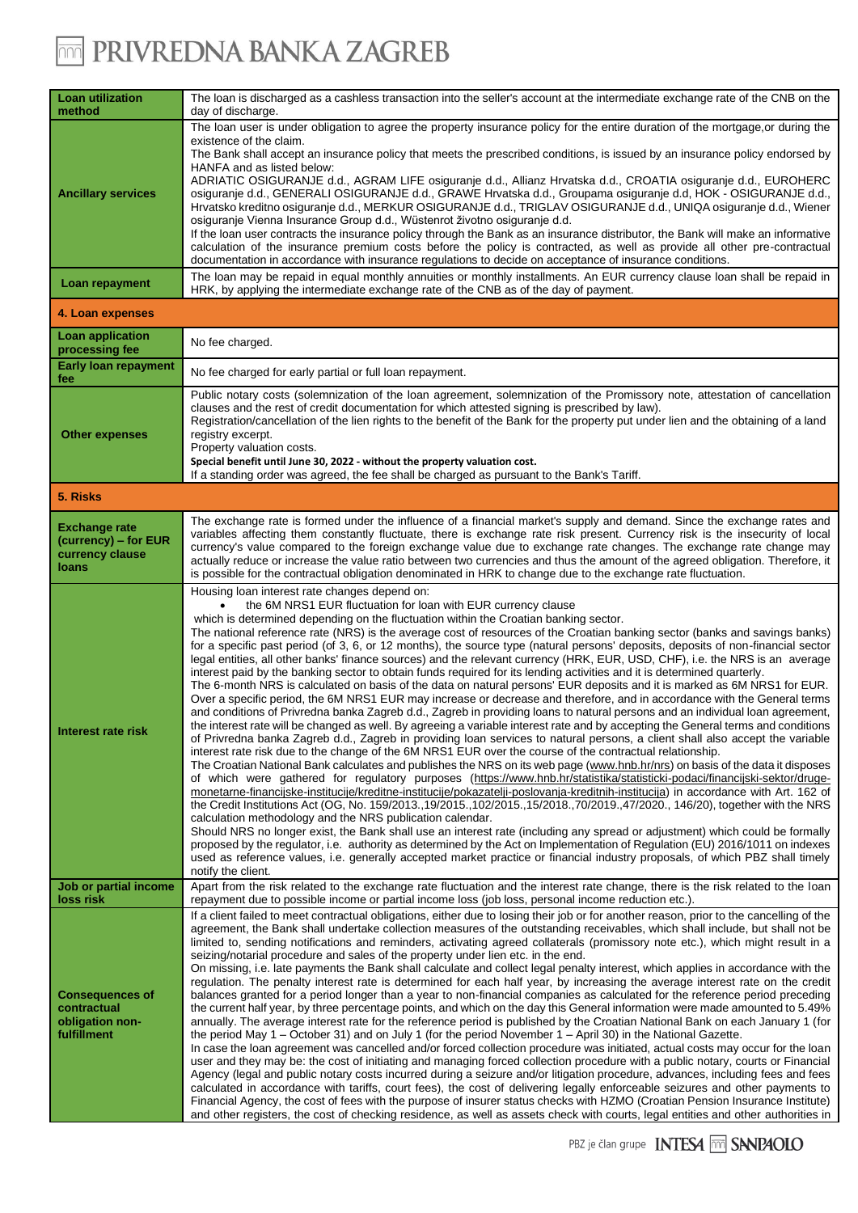| | |
|---|---|
| **Loan utilization method** | The loan is discharged as a cashless transaction into the seller's account at the intermediate exchange rate of the CNB on the day of discharge. |
| **Ancillary services** | The loan user is under obligation to agree the property insurance policy for the entire duration of the mortgage,or during the existence of the claim.<br>The Bank shall accept an insurance policy that meets the prescribed conditions, is issued by an insurance policy endorsed by HANFA and as listed below:<br>ADRIATIC OSIGURANJE d.d., AGRAM LIFE osiguranje d.d., Allianz Hrvatska d.d., CROATIA osiguranje d.d., EUROHERC osiguranje d.d., GENERALI OSIGURANJE d.d., GRAWE Hrvatska d.d., Groupama osiguranje d.d, HOK - OSIGURANJE d.d., Hrvatsko kreditno osiguranje d.d., MERKUR OSIGURANJE d.d., TRIGLAV OSIGURANJE d.d., UNIQA osiguranje d.d., Wiener osiguranje Vienna Insurance Group d.d., Wüstenrot životno osiguranje d.d.<br>If the loan user contracts the insurance policy through the Bank as an insurance distributor, the Bank will make an informative calculation of the insurance premium costs before the policy is contracted, as well as provide all other pre-contractual documentation in accordance with insurance regulations to decide on acceptance of insurance conditions. |
| **Loan repayment** | The loan may be repaid in equal monthly annuities or monthly installments. An EUR currency clause loan shall be repaid in HRK, by applying the intermediate exchange rate of the CNB as of the day of payment. |
| **4. Loan expenses** | |
| **Loan application processing fee** | No fee charged. |
| **Early loan repayment fee** | No fee charged for early partial or full loan repayment. |
| **Other expenses** | Public notary costs (solemnization of the loan agreement, solemnization of the Promissory note, attestation of cancellation clauses and the rest of credit documentation for which attested signing is prescribed by law).<br>Registration/cancellation of the lien rights to the benefit of the Bank for the property put under lien and the obtaining of a land registry excerpt.<br>Property valuation costs.<br>**Special benefit until June 30, 2022 - without the property valuation cost.**<br>If a standing order was agreed, the fee shall be charged as pursuant to the Bank's Tariff. |
| **5. Risks** | |
| **Exchange rate (currency) – for EUR currency clause loans** | The exchange rate is formed under the influence of a financial market's supply and demand. Since the exchange rates and variables affecting them constantly fluctuate, there is exchange rate risk present. Currency risk is the insecurity of local currency's value compared to the foreign exchange value due to exchange rate changes. The exchange rate change may actually reduce or increase the value ratio between two currencies and thus the amount of the agreed obligation. Therefore, it is possible for the contractual obligation denominated in HRK to change due to the exchange rate fluctuation. |
| **Interest rate risk** | Housing loan interest rate changes depend on:<br>• the 6M NRS1 EUR fluctuation for loan with EUR currency clause<br>which is determined depending on the fluctuation within the Croatian banking sector.<br>The national reference rate (NRS) is the average cost of resources of the Croatian banking sector (banks and savings banks) for a specific past period (of 3, 6, or 12 months), the source type (natural persons' deposits, deposits of non-financial sector legal entities, all other banks' finance sources) and the relevant currency (HRK, EUR, USD, CHF), i.e. the NRS is an average interest paid by the banking sector to obtain funds required for its lending activities and it is determined quarterly.<br>The 6-month NRS is calculated on basis of the data on natural persons' EUR deposits and it is marked as 6M NRS1 for EUR. Over a specific period, the 6M NRS1 EUR may increase or decrease and therefore, and in accordance with the General terms and conditions of Privredna banka Zagreb d.d., Zagreb in providing loans to natural persons and an individual loan agreement, the interest rate will be changed as well. By agreeing a variable interest rate and by accepting the General terms and conditions of Privredna banka Zagreb d.d., Zagreb in providing loan services to natural persons, a client shall also accept the variable interest rate risk due to the change of the 6M NRS1 EUR over the course of the contractual relationship.<br>The Croatian National Bank calculates and publishes the NRS on its web page (www.hnb.hr/nrs) on basis of the data it disposes of which were gathered for regulatory purposes (https://www.hnb.hr/statistika/statisticki-podaci/financijski-sektor/druge-monetarne-financijske-institucije/kreditne-institucije/pokazatelji-poslovanja-kreditnih-institucija) in accordance with Art. 162 of the Credit Institutions Act (OG, No. 159/2013.,19/2015.,102/2015.,15/2018.,70/2019.,47/2020., 146/20), together with the NRS calculation methodology and the NRS publication calendar.<br>Should NRS no longer exist, the Bank shall use an interest rate (including any spread or adjustment) which could be formally proposed by the regulator, i.e. authority as determined by the Act on Implementation of Regulation (EU) 2016/1011 on indexes used as reference values, i.e. generally accepted market practice or financial industry proposals, of which PBZ shall timely notify the client. |
| **Job or partial income loss risk** | Apart from the risk related to the exchange rate fluctuation and the interest rate change, there is the risk related to the loan repayment due to possible income or partial income loss (job loss, personal income reduction etc.). |
| **Consequences of contractual obligation non-fulfillment** | If a client failed to meet contractual obligations, either due to losing their job or for another reason, prior to the cancelling of the agreement, the Bank shall undertake collection measures of the outstanding receivables, which shall include, but shall not be limited to, sending notifications and reminders, activating agreed collaterals (promissory note etc.), which might result in a seizing/notarial procedure and sales of the property under lien etc. in the end.<br>On missing, i.e. late payments the Bank shall calculate and collect legal penalty interest, which applies in accordance with the regulation. The penalty interest rate is determined for each half year, by increasing the average interest rate on the credit balances granted for a period longer than a year to non-financial companies as calculated for the reference period preceding the current half year, by three percentage points, and which on the day this General information were made amounted to 5.49% annually. The average interest rate for the reference period is published by the Croatian National Bank on each January 1 (for the period May 1 – October 31) and on July 1 (for the period November 1 – April 30) in the National Gazette.<br>In case the loan agreement was cancelled and/or forced collection procedure was initiated, actual costs may occur for the loan user and they may be: the cost of initiating and managing forced collection procedure with a public notary, courts or Financial Agency (legal and public notary costs incurred during a seizure and/or litigation procedure, advances, including fees and fees calculated in accordance with tariffs, court fees), the cost of delivering legally enforceable seizures and other payments to Financial Agency, the cost of fees with the purpose of insurer status checks with HZMO (Croatian Pension Insurance Institute) and other registers, the cost of checking residence, as well as assets check with courts, legal entities and other authorities in |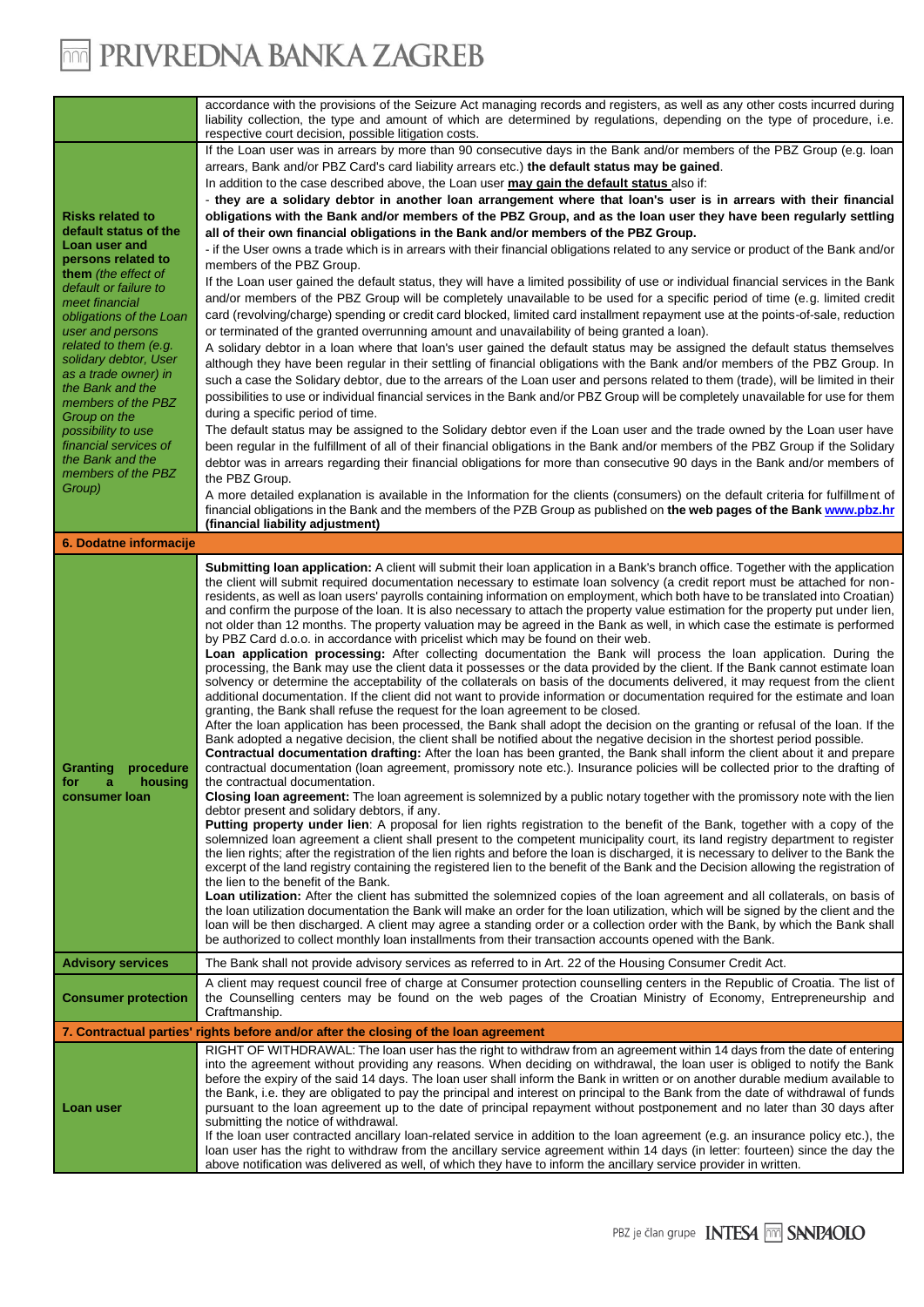| | |
|---|---|
| | accordance with the provisions of the Seizure Act managing records and registers, as well as any other costs incurred during liability collection, the type and amount of which are determined by regulations, depending on the type of procedure, i.e. respective court decision, possible litigation costs. |
| **Risks related to default status of the Loan user and persons related to them** *(the effect of default or failure to meet financial obligations of the Loan user and persons related to them (e.g. solidary debtor, User as a trade owner) in the Bank and the members of the PBZ Group on the possibility to use financial services of the Bank and the members of the PBZ Group)* | If the Loan user was in arrears by more than 90 consecutive days in the Bank and/or members of the PBZ Group (e.g. loan arrears, Bank and/or PBZ Card's card liability arrears etc.) **the default status may be gained**.<br>In addition to the case described above, the Loan user **may gain the default status** also if:<br>- **they are a solidary debtor in another loan arrangement where that loan's user is in arrears with their financial obligations with the Bank and/or members of the PBZ Group, and as the loan user they have been regularly settling all of their own financial obligations in the Bank and/or members of the PBZ Group.**<br>- if the User owns a trade which is in arrears with their financial obligations related to any service or product of the Bank and/or members of the PBZ Group.<br>If the Loan user gained the default status, they will have a limited possibility of use or individual financial services in the Bank and/or members of the PBZ Group will be completely unavailable to be used for a specific period of time (e.g. limited credit card (revolving/charge) spending or credit card blocked, limited card installment repayment use at the points-of-sale, reduction or terminated of the granted overrunning amount and unavailability of being granted a loan).<br>A solidary debtor in a loan where that loan's user gained the default status may be assigned the default status themselves although they have been regular in their settling of financial obligations with the Bank and/or members of the PBZ Group. In such a case the Solidary debtor, due to the arrears of the Loan user and persons related to them (trade), will be limited in their possibilities to use or individual financial services in the Bank and/or PBZ Group will be completely unavailable for use for them during a specific period of time.<br>The default status may be assigned to the Solidary debtor even if the Loan user and the trade owned by the Loan user have been regular in the fulfillment of all of their financial obligations in the Bank and/or members of the PBZ Group if the Solidary debtor was in arrears regarding their financial obligations for more than consecutive 90 days in the Bank and/or members of the PBZ Group.<br>A more detailed explanation is available in the Information for the clients (consumers) on the default criteria for fulfillment of financial obligations in the Bank and the members of the PZB Group as published on **the web pages of the Bank www.pbz.hr (financial liability adjustment)** |
| **6. Dodatne informacije** | |
| **Granting procedure for a housing consumer loan** | **Submitting loan application:** A client will submit their loan application in a Bank's branch office. Together with the application the client will submit required documentation necessary to estimate loan solvency (a credit report must be attached for non-residents, as well as loan users' payrolls containing information on employment, which both have to be translated into Croatian) and confirm the purpose of the loan. It is also necessary to attach the property value estimation for the property put under lien, not older than 12 months. The property valuation may be agreed in the Bank as well, in which case the estimate is performed by PBZ Card d.o.o. in accordance with pricelist which may be found on their web.<br>**Loan application processing:** After collecting documentation the Bank will process the loan application. During the processing, the Bank may use the client data it possesses or the data provided by the client. If the Bank cannot estimate loan solvency or determine the acceptability of the collaterals on basis of the documents delivered, it may request from the client additional documentation. If the client did not want to provide information or documentation required for the estimate and loan granting, the Bank shall refuse the request for the loan agreement to be closed.<br>After the loan application has been processed, the Bank shall adopt the decision on the granting or refusal of the loan. If the Bank adopted a negative decision, the client shall be notified about the negative decision in the shortest period possible.<br>**Contractual documentation drafting:** After the loan has been granted, the Bank shall inform the client about it and prepare contractual documentation (loan agreement, promissory note etc.). Insurance policies will be collected prior to the drafting of the contractual documentation.<br>**Closing loan agreement:** The loan agreement is solemnized by a public notary together with the promissory note with the lien debtor present and solidary debtors, if any.<br>**Putting property under lien**: A proposal for lien rights registration to the benefit of the Bank, together with a copy of the solemnized loan agreement a client shall present to the competent municipality court, its land registry department to register the lien rights; after the registration of the lien rights and before the loan is discharged, it is necessary to deliver to the Bank the excerpt of the land registry containing the registered lien to the benefit of the Bank and the Decision allowing the registration of the lien to the benefit of the Bank.<br>**Loan utilization:** After the client has submitted the solemnized copies of the loan agreement and all collaterals, on basis of the loan utilization documentation the Bank will make an order for the loan utilization, which will be signed by the client and the loan will be then discharged. A client may agree a standing order or a collection order with the Bank, by which the Bank shall be authorized to collect monthly loan installments from their transaction accounts opened with the Bank. |
| **Advisory services** | The Bank shall not provide advisory services as referred to in Art. 22 of the Housing Consumer Credit Act. |
| **Consumer protection** | A client may request council free of charge at Consumer protection counselling centers in the Republic of Croatia. The list of the Counselling centers may be found on the web pages of the Croatian Ministry of Economy, Entrepreneurship and Craftmanship. |
| **7. Contractual parties' rights before and/or after the closing of the loan agreement** | |
| **Loan user** | RIGHT OF WITHDRAWAL: The loan user has the right to withdraw from an agreement within 14 days from the date of entering into the agreement without providing any reasons. When deciding on withdrawal, the loan user is obliged to notify the Bank before the expiry of the said 14 days. The loan user shall inform the Bank in written or on another durable medium available to the Bank, i.e. they are obligated to pay the principal and interest on principal to the Bank from the date of withdrawal of funds pursuant to the loan agreement up to the date of principal repayment without postponement and no later than 30 days after submitting the notice of withdrawal.<br>If the loan user contracted ancillary loan-related service in addition to the loan agreement (e.g. an insurance policy etc.), the loan user has the right to withdraw from the ancillary service agreement within 14 days (in letter: fourteen) since the day the above notification was delivered as well, of which they have to inform the ancillary service provider in written. |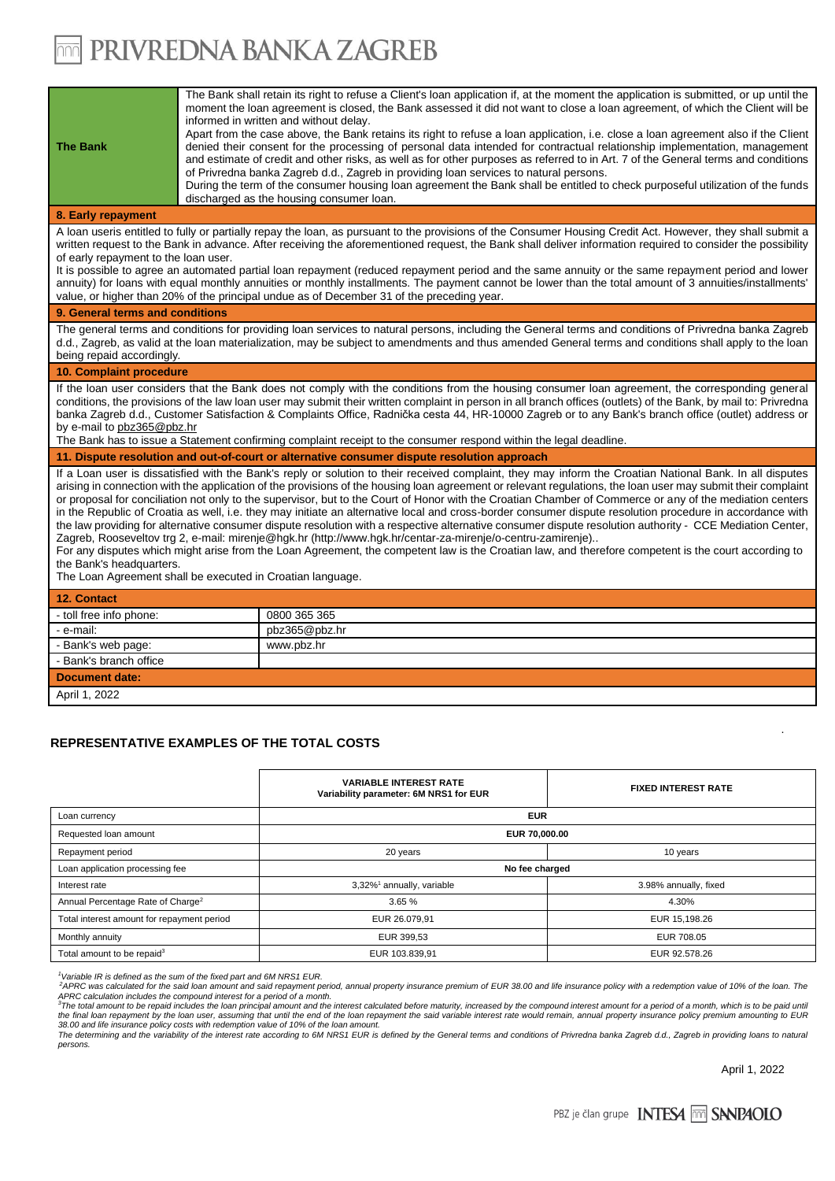| | |
|---|---|
| **The Bank** | The Bank shall retain its right to refuse a Client's loan application if, at the moment the application is submitted, or up until the moment the loan agreement is closed, the Bank assessed it did not want to close a loan agreement, of which the Client will be informed in written and without delay. Apart from the case above, the Bank retains its right to refuse a loan application, i.e. close a loan agreement also if the Client denied their consent for the processing of personal data intended for contractual relationship implementation, management and estimate of credit and other risks, as well as for other purposes as referred to in Art. 7 of the General terms and conditions of Privredna banka Zagreb d.d., Zagreb in providing loan services to natural persons. During the term of the consumer housing loan agreement the Bank shall be entitled to check purposeful utilization of the funds discharged as the housing consumer loan. |

**8. Early repayment**

A loan useris entitled to fully or partially repay the loan, as pursuant to the provisions of the Consumer Housing Credit Act. However, they shall submit a written request to the Bank in advance. After receiving the aforementioned request, the Bank shall deliver information required to consider the possibility of early repayment to the loan user.

It is possible to agree an automated partial loan repayment (reduced repayment period and the same annuity or the same repayment period and lower annuity) for loans with equal monthly annuities or monthly installments. The payment cannot be lower than the total amount of 3 annuities/installments' value, or higher than 20% of the principal undue as of December 31 of the preceding year.

**9. General terms and conditions**

The general terms and conditions for providing loan services to natural persons, including the General terms and conditions of Privredna banka Zagreb d.d., Zagreb, as valid at the loan materialization, may be subject to amendments and thus amended General terms and conditions shall apply to the loan being repaid accordingly.

**10. Complaint procedure**

If the loan user considers that the Bank does not comply with the conditions from the housing consumer loan agreement, the corresponding general conditions, the provisions of the law loan user may submit their written complaint in person in all branch offices (outlets) of the Bank, by mail to: Privredna banka Zagreb d.d., Customer Satisfaction & Complaints Office, Radnička cesta 44, HR-10000 Zagreb or to any Bank's branch office (outlet) address or by e-mail to pbz365@pbz.hr

The Bank has to issue a Statement confirming complaint receipt to the consumer respond within the legal deadline.

**11. Dispute resolution and out-of-court or alternative consumer dispute resolution approach**

If a Loan user is dissatisfied with the Bank's reply or solution to their received complaint, they may inform the Croatian National Bank. In all disputes arising in connection with the application of the provisions of the housing loan agreement or relevant regulations, the loan user may submit their complaint or proposal for conciliation not only to the supervisor, but to the Court of Honor with the Croatian Chamber of Commerce or any of the mediation centers in the Republic of Croatia as well, i.e. they may initiate an alternative local and cross-border consumer dispute resolution procedure in accordance with the law providing for alternative consumer dispute resolution with a respective alternative consumer dispute resolution authority - CCE Mediation Center, Zagreb, Rooseveltov trg 2, e-mail: mirenje@hgk.hr (http://www.hgk.hr/centar-za-mirenje/o-centru-zamirenje)..

For any disputes which might arise from the Loan Agreement, the competent law is the Croatian law, and therefore competent is the court according to the Bank's headquarters.

The Loan Agreement shall be executed in Croatian language.

**12. Contact**

| | |
|---|---|
| - toll free info phone: | 0800 365 365 |
| - e-mail: | pbz365@pbz.hr |
| - Bank's web page: | www.pbz.hr |
| - Bank's branch office | |

**Document date:**

April 1, 2022

## REPRESENTATIVE EXAMPLES OF THE TOTAL COSTS

| | VARIABLE INTEREST RATE Variability parameter: 6M NRS1 for EUR | FIXED INTEREST RATE |
|---|---|---|
| Loan currency | EUR | |
| Requested loan amount | EUR 70,000.00 | |
| Repayment period | 20 years | 10 years |
| Loan application processing fee | No fee charged | |
| Interest rate | 3,32%[1] annually, variable | 3.98% annually, fixed |
| Annual Percentage Rate of Charge[2] | 3.65 % | 4.30% |
| Total interest amount for repayment period | EUR 26.079,91 | EUR 15,198.26 |
| Monthly annuity | EUR 399,53 | EUR 708.05 |
| Total amount to be repaid[3] | EUR 103.839,91 | EUR 92.578.26 |

*[1]Variable IR is defined as the sum of the fixed part and 6M NRS1 EUR.*

*[2]APRC was calculated for the said loan amount and said repayment period, annual property insurance premium of EUR 38.00 and life insurance policy with a redemption value of 10% of the loan. The APRC calculation includes the compound interest for a period of a month.*

*[3]The total amount to be repaid includes the loan principal amount and the interest calculated before maturity, increased by the compound interest amount for a period of a month, which is to be paid until the final loan repayment by the loan user, assuming that until the end of the loan repayment the said variable interest rate would remain, annual property insurance policy premium amounting to EUR 38.00 and life insurance policy costs with redemption value of 10% of the loan amount.*

*The determining and the variability of the interest rate according to 6M NRS1 EUR is defined by the General terms and conditions of Privredna banka Zagreb d.d., Zagreb in providing loans to natural persons.*

April 1, 2022